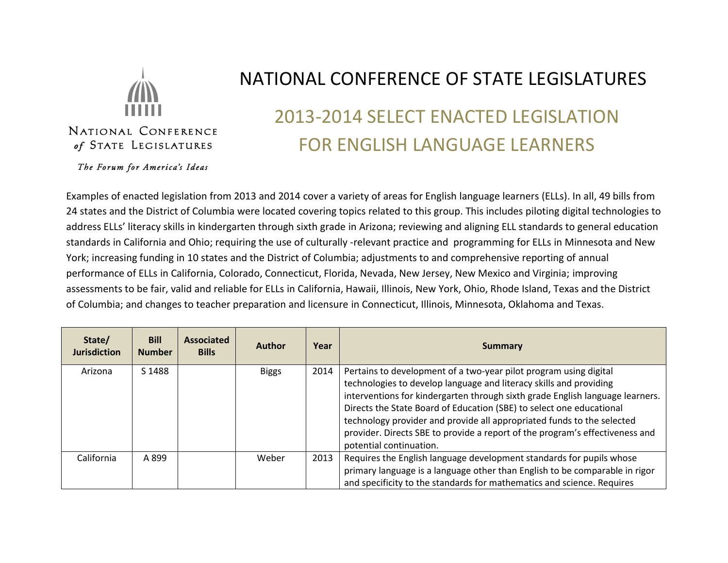NATIONAL CONFERENCE of STATE LEGISLATURES

*The Forum for America's Ideas*

# NATIONAL CONFERENCE OF STATE LEGISLATURES

## 2013-2014 SELECT ENACTED LEGISLATION FOR ENGLISH LANGUAGE LEARNERS

Examples of enacted legislation from 2013 and 2014 cover a variety of areas for English language learners (ELLs). In all, 49 bills from 24 states and the District of Columbia were located covering topics related to this group. This includes piloting digital technologies to address ELLs' literacy skills in kindergarten through sixth grade in Arizona; reviewing and aligning ELL standards to general education standards in California and Ohio; requiring the use of culturally -relevant practice and programming for ELLs in Minnesota and New York; increasing funding in 10 states and the District of Columbia; adjustments to and comprehensive reporting of annual performance of ELLs in California, Colorado, Connecticut, Florida, Nevada, New Jersey, New Mexico and Virginia; improving assessments to be fair, valid and reliable for ELLs in California, Hawaii, Illinois, New York, Ohio, Rhode Island, Texas and the District of Columbia; and changes to teacher preparation and licensure in Connecticut, Illinois, Minnesota, Oklahoma and Texas.

| State/ Jurisdiction | Bill Number | Associated Bills | Author | Year | Summary |
|---|---|---|---|---|---|
| Arizona | S 1488 | | Biggs | 2014 | Pertains to development of a two-year pilot program using digital technologies to develop language and literacy skills and providing interventions for kindergarten through sixth grade English language learners. Directs the State Board of Education (SBE) to select one educational technology provider and provide all appropriated funds to the selected provider. Directs SBE to provide a report of the program's effectiveness and potential continuation. |
| California | A 899 | | Weber | 2013 | Requires the English language development standards for pupils whose primary language is a language other than English to be comparable in rigor and specificity to the standards for mathematics and science. Requires |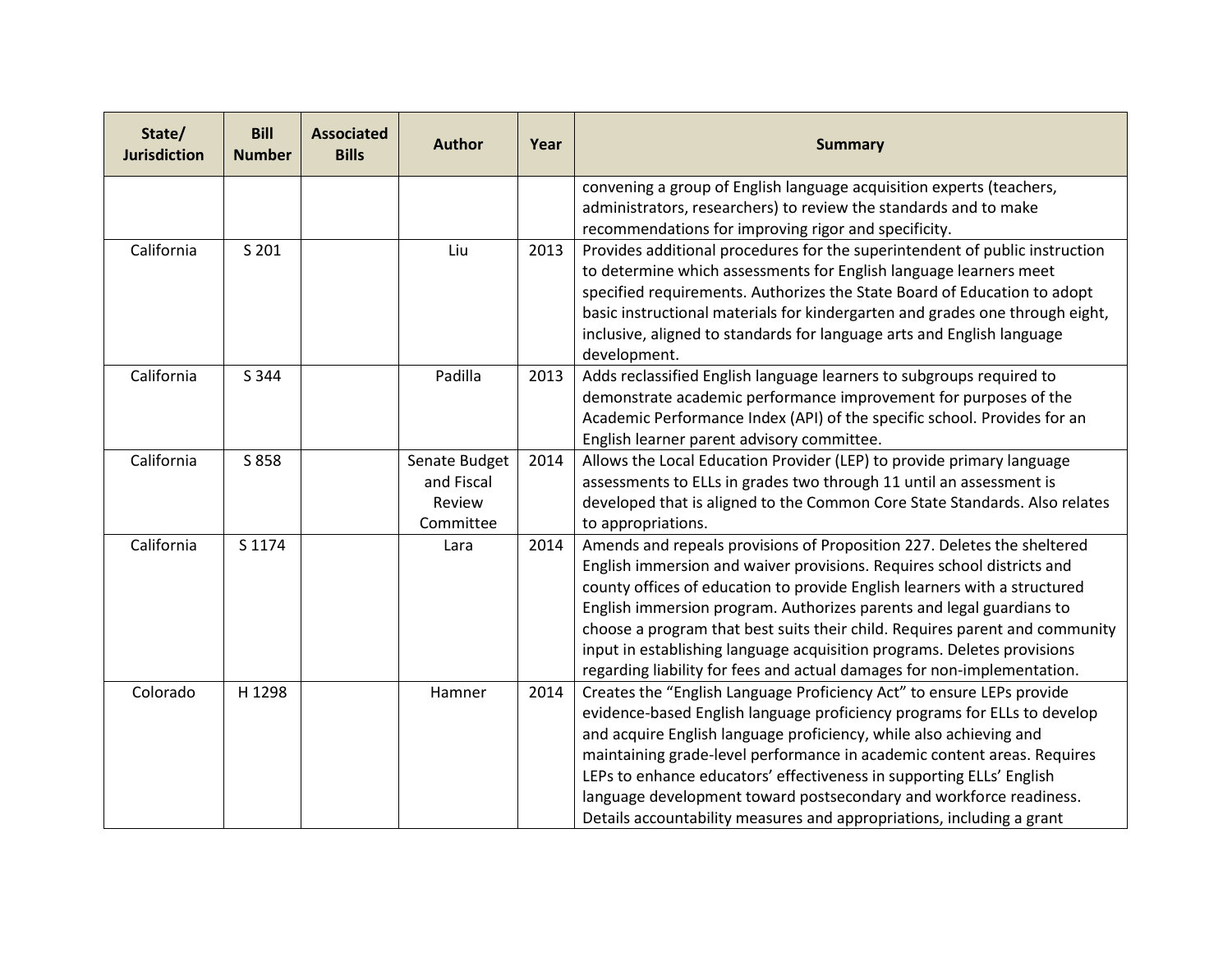| State/ Jurisdiction | Bill Number | Associated Bills | Author | Year | Summary |
|---|---|---|---|---|---|
| | | | | | convening a group of English language acquisition experts (teachers, administrators, researchers) to review the standards and to make recommendations for improving rigor and specificity. |
| California | S 201 | | Liu | 2013 | Provides additional procedures for the superintendent of public instruction to determine which assessments for English language learners meet specified requirements. Authorizes the State Board of Education to adopt basic instructional materials for kindergarten and grades one through eight, inclusive, aligned to standards for language arts and English language development. |
| California | S 344 | | Padilla | 2013 | Adds reclassified English language learners to subgroups required to demonstrate academic performance improvement for purposes of the Academic Performance Index (API) of the specific school. Provides for an English learner parent advisory committee. |
| California | S 858 | | Senate Budget and Fiscal Review Committee | 2014 | Allows the Local Education Provider (LEP) to provide primary language assessments to ELLs in grades two through 11 until an assessment is developed that is aligned to the Common Core State Standards. Also relates to appropriations. |
| California | S 1174 | | Lara | 2014 | Amends and repeals provisions of Proposition 227. Deletes the sheltered English immersion and waiver provisions. Requires school districts and county offices of education to provide English learners with a structured English immersion program. Authorizes parents and legal guardians to choose a program that best suits their child. Requires parent and community input in establishing language acquisition programs. Deletes provisions regarding liability for fees and actual damages for non-implementation. |
| Colorado | H 1298 | | Hamner | 2014 | Creates the "English Language Proficiency Act" to ensure LEPs provide evidence-based English language proficiency programs for ELLs to develop and acquire English language proficiency, while also achieving and maintaining grade-level performance in academic content areas. Requires LEPs to enhance educators' effectiveness in supporting ELLs' English language development toward postsecondary and workforce readiness. Details accountability measures and appropriations, including a grant |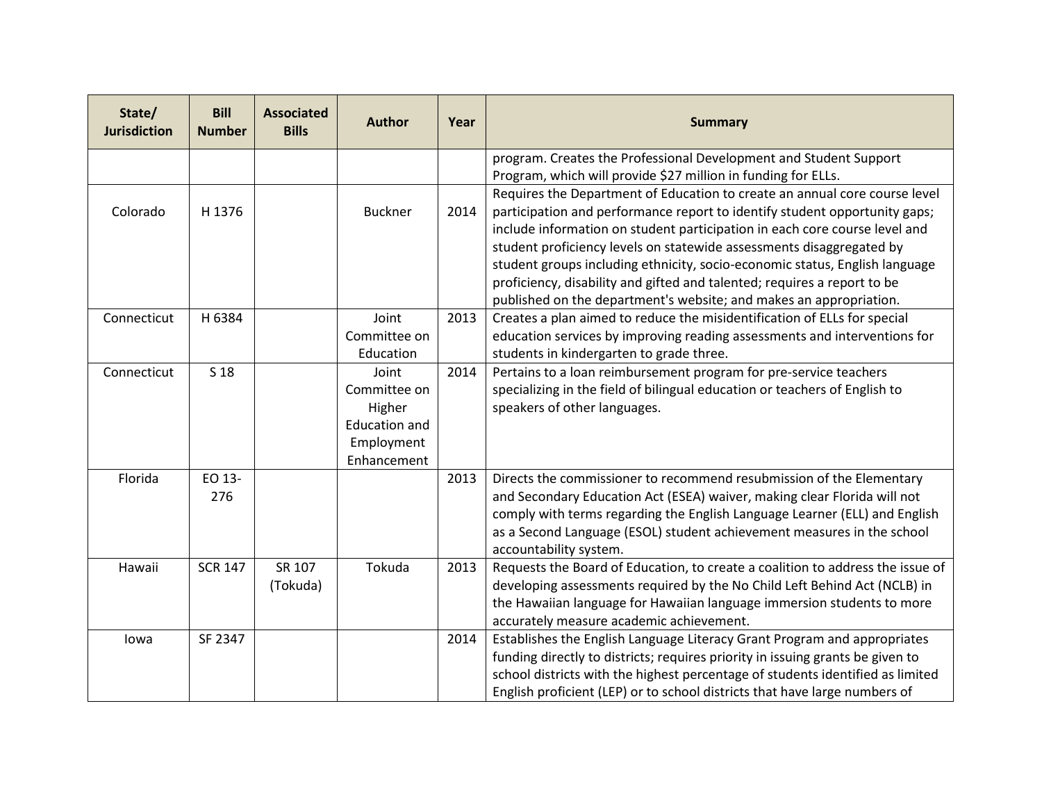| State/ Jurisdiction | Bill Number | Associated Bills | Author | Year | Summary |
| --- | --- | --- | --- | --- | --- |
| | | | | | program. Creates the Professional Development and Student Support Program, which will provide $27 million in funding for ELLs. |
| Colorado | H 1376 | | Buckner | 2014 | Requires the Department of Education to create an annual core course level participation and performance report to identify student opportunity gaps; include information on student participation in each core course level and student proficiency levels on statewide assessments disaggregated by student groups including ethnicity, socio-economic status, English language proficiency, disability and gifted and talented; requires a report to be published on the department's website; and makes an appropriation. |
| Connecticut | H 6384 | | Joint Committee on Education | 2013 | Creates a plan aimed to reduce the misidentification of ELLs for special education services by improving reading assessments and interventions for students in kindergarten to grade three. |
| Connecticut | S 18 | | Joint Committee on Higher Education and Employment Enhancement | 2014 | Pertains to a loan reimbursement program for pre-service teachers specializing in the field of bilingual education or teachers of English to speakers of other languages. |
| Florida | EO 13-276 | | | 2013 | Directs the commissioner to recommend resubmission of the Elementary and Secondary Education Act (ESEA) waiver, making clear Florida will not comply with terms regarding the English Language Learner (ELL) and English as a Second Language (ESOL) student achievement measures in the school accountability system. |
| Hawaii | SCR 147 | SR 107 (Tokuda) | Tokuda | 2013 | Requests the Board of Education, to create a coalition to address the issue of developing assessments required by the No Child Left Behind Act (NCLB) in the Hawaiian language for Hawaiian language immersion students to more accurately measure academic achievement. |
| Iowa | SF 2347 | | | 2014 | Establishes the English Language Literacy Grant Program and appropriates funding directly to districts; requires priority in issuing grants be given to school districts with the highest percentage of students identified as limited English proficient (LEP) or to school districts that have large numbers of |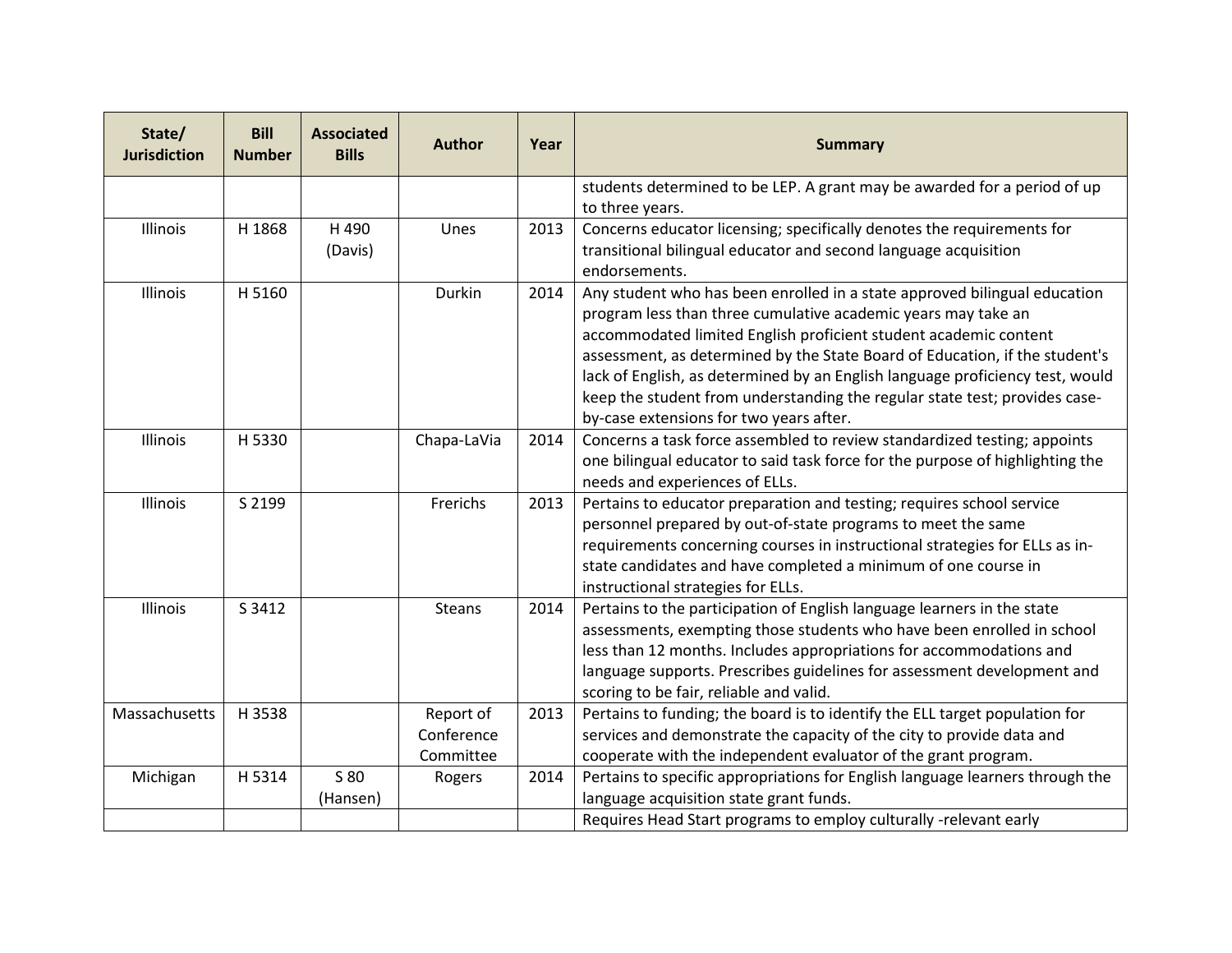| State/ Jurisdiction | Bill Number | Associated Bills | Author | Year | Summary |
|---|---|---|---|---|---|
| | | | | | students determined to be LEP. A grant may be awarded for a period of up to three years. |
| Illinois | H 1868 | H 490 (Davis) | Unes | 2013 | Concerns educator licensing; specifically denotes the requirements for transitional bilingual educator and second language acquisition endorsements. |
| Illinois | H 5160 | | Durkin | 2014 | Any student who has been enrolled in a state approved bilingual education program less than three cumulative academic years may take an accommodated limited English proficient student academic content assessment, as determined by the State Board of Education, if the student's lack of English, as determined by an English language proficiency test, would keep the student from understanding the regular state test; provides case-by-case extensions for two years after. |
| Illinois | H 5330 | | Chapa-LaVia | 2014 | Concerns a task force assembled to review standardized testing; appoints one bilingual educator to said task force for the purpose of highlighting the needs and experiences of ELLs. |
| Illinois | S 2199 | | Frerichs | 2013 | Pertains to educator preparation and testing; requires school service personnel prepared by out-of-state programs to meet the same requirements concerning courses in instructional strategies for ELLs as in-state candidates and have completed a minimum of one course in instructional strategies for ELLs. |
| Illinois | S 3412 | | Steans | 2014 | Pertains to the participation of English language learners in the state assessments, exempting those students who have been enrolled in school less than 12 months. Includes appropriations for accommodations and language supports. Prescribes guidelines for assessment development and scoring to be fair, reliable and valid. |
| Massachusetts | H 3538 | | Report of Conference Committee | 2013 | Pertains to funding; the board is to identify the ELL target population for services and demonstrate the capacity of the city to provide data and cooperate with the independent evaluator of the grant program. |
| Michigan | H 5314 | S 80 (Hansen) | Rogers | 2014 | Pertains to specific appropriations for English language learners through the language acquisition state grant funds. |
| | | | | | Requires Head Start programs to employ culturally -relevant early |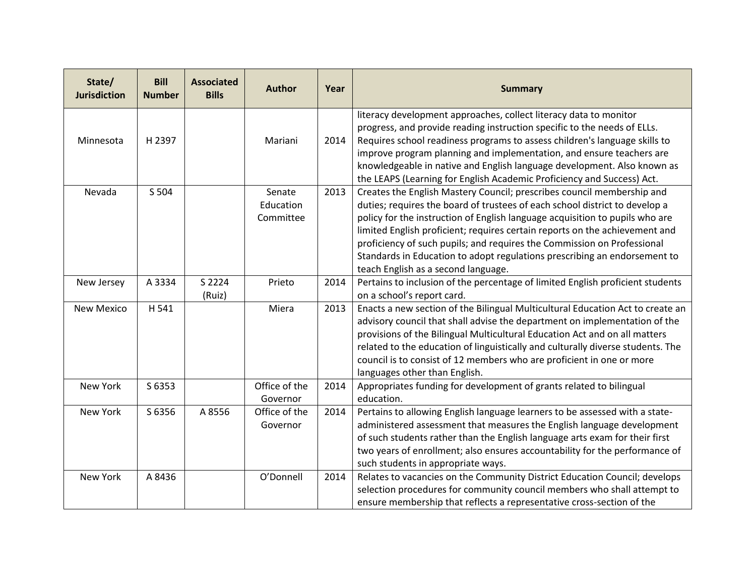| State/ Jurisdiction | Bill Number | Associated Bills | Author | Year | Summary |
|---|---|---|---|---|---|
| Minnesota | H 2397 | | Mariani | 2014 | literacy development approaches, collect literacy data to monitor progress, and provide reading instruction specific to the needs of ELLs. Requires school readiness programs to assess children's language skills to improve program planning and implementation, and ensure teachers are knowledgeable in native and English language development. Also known as the LEAPS (Learning for English Academic Proficiency and Success) Act. |
| Nevada | S 504 | | Senate Education Committee | 2013 | Creates the English Mastery Council; prescribes council membership and duties; requires the board of trustees of each school district to develop a policy for the instruction of English language acquisition to pupils who are limited English proficient; requires certain reports on the achievement and proficiency of such pupils; and requires the Commission on Professional Standards in Education to adopt regulations prescribing an endorsement to teach English as a second language. |
| New Jersey | A 3334 | S 2224 (Ruiz) | Prieto | 2014 | Pertains to inclusion of the percentage of limited English proficient students on a school's report card. |
| New Mexico | H 541 | | Miera | 2013 | Enacts a new section of the Bilingual Multicultural Education Act to create an advisory council that shall advise the department on implementation of the provisions of the Bilingual Multicultural Education Act and on all matters related to the education of linguistically and culturally diverse students. The council is to consist of 12 members who are proficient in one or more languages other than English. |
| New York | S 6353 | | Office of the Governor | 2014 | Appropriates funding for development of grants related to bilingual education. |
| New York | S 6356 | A 8556 | Office of the Governor | 2014 | Pertains to allowing English language learners to be assessed with a state-administered assessment that measures the English language development of such students rather than the English language arts exam for their first two years of enrollment; also ensures accountability for the performance of such students in appropriate ways. |
| New York | A 8436 | | O'Donnell | 2014 | Relates to vacancies on the Community District Education Council; develops selection procedures for community council members who shall attempt to ensure membership that reflects a representative cross-section of the |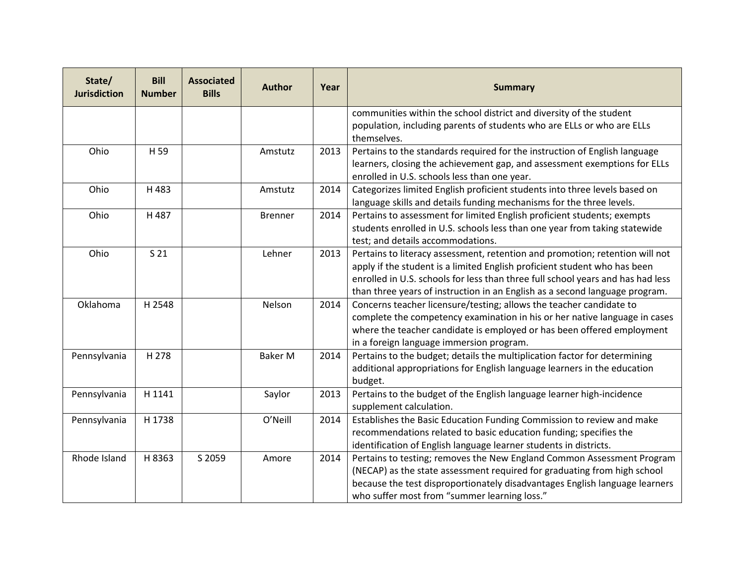| State/ Jurisdiction | Bill Number | Associated Bills | Author | Year | Summary |
|---|---|---|---|---|---|
| | | | | | communities within the school district and diversity of the student population, including parents of students who are ELLs or who are ELLs themselves. |
| Ohio | H 59 | | Amstutz | 2013 | Pertains to the standards required for the instruction of English language learners, closing the achievement gap, and assessment exemptions for ELLs enrolled in U.S. schools less than one year. |
| Ohio | H 483 | | Amstutz | 2014 | Categorizes limited English proficient students into three levels based on language skills and details funding mechanisms for the three levels. |
| Ohio | H 487 | | Brenner | 2014 | Pertains to assessment for limited English proficient students; exempts students enrolled in U.S. schools less than one year from taking statewide test; and details accommodations. |
| Ohio | S 21 | | Lehner | 2013 | Pertains to literacy assessment, retention and promotion; retention will not apply if the student is a limited English proficient student who has been enrolled in U.S. schools for less than three full school years and has had less than three years of instruction in an English as a second language program. |
| Oklahoma | H 2548 | | Nelson | 2014 | Concerns teacher licensure/testing; allows the teacher candidate to complete the competency examination in his or her native language in cases where the teacher candidate is employed or has been offered employment in a foreign language immersion program. |
| Pennsylvania | H 278 | | Baker M | 2014 | Pertains to the budget; details the multiplication factor for determining additional appropriations for English language learners in the education budget. |
| Pennsylvania | H 1141 | | Saylor | 2013 | Pertains to the budget of the English language learner high-incidence supplement calculation. |
| Pennsylvania | H 1738 | | O'Neill | 2014 | Establishes the Basic Education Funding Commission to review and make recommendations related to basic education funding; specifies the identification of English language learner students in districts. |
| Rhode Island | H 8363 | S 2059 | Amore | 2014 | Pertains to testing; removes the New England Common Assessment Program (NECAP) as the state assessment required for graduating from high school because the test disproportionately disadvantages English language learners who suffer most from "summer learning loss." |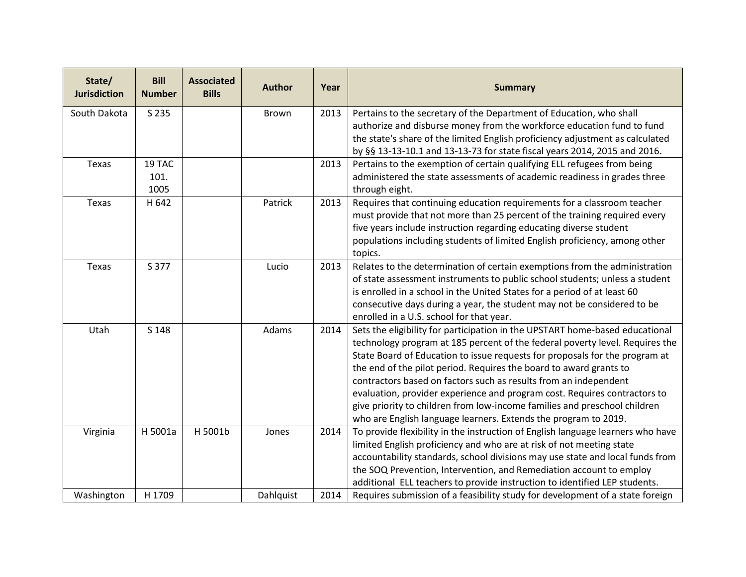| State/ Jurisdiction | Bill Number | Associated Bills | Author | Year | Summary |
|---|---|---|---|---|---|
| South Dakota | S 235 | | Brown | 2013 | Pertains to the secretary of the Department of Education, who shall authorize and disburse money from the workforce education fund to fund the state's share of the limited English proficiency adjustment as calculated by §§ 13-13-10.1 and 13-13-73 for state fiscal years 2014, 2015 and 2016. |
| Texas | 19 TAC 101. 1005 | | | 2013 | Pertains to the exemption of certain qualifying ELL refugees from being administered the state assessments of academic readiness in grades three through eight. |
| Texas | H 642 | | Patrick | 2013 | Requires that continuing education requirements for a classroom teacher must provide that not more than 25 percent of the training required every five years include instruction regarding educating diverse student populations including students of limited English proficiency, among other topics. |
| Texas | S 377 | | Lucio | 2013 | Relates to the determination of certain exemptions from the administration of state assessment instruments to public school students; unless a student is enrolled in a school in the United States for a period of at least 60 consecutive days during a year, the student may not be considered to be enrolled in a U.S. school for that year. |
| Utah | S 148 | | Adams | 2014 | Sets the eligibility for participation in the UPSTART home-based educational technology program at 185 percent of the federal poverty level. Requires the State Board of Education to issue requests for proposals for the program at the end of the pilot period. Requires the board to award grants to contractors based on factors such as results from an independent evaluation, provider experience and program cost. Requires contractors to give priority to children from low-income families and preschool children who are English language learners. Extends the program to 2019. |
| Virginia | H 5001a | H 5001b | Jones | 2014 | To provide flexibility in the instruction of English language learners who have limited English proficiency and who are at risk of not meeting state accountability standards, school divisions may use state and local funds from the SOQ Prevention, Intervention, and Remediation account to employ additional ELL teachers to provide instruction to identified LEP students. |
| Washington | H 1709 | | Dahlquist | 2014 | Requires submission of a feasibility study for development of a state foreign |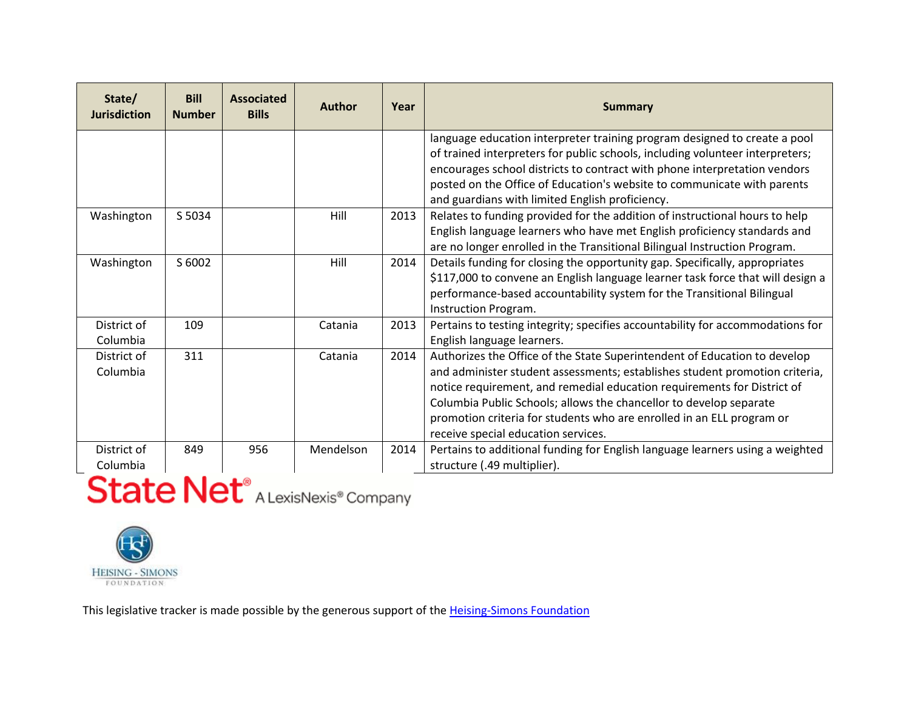| State/ Jurisdiction | Bill Number | Associated Bills | Author | Year | Summary |
|---|---|---|---|---|---|
| | | | | | language education interpreter training program designed to create a pool of trained interpreters for public schools, including volunteer interpreters; encourages school districts to contract with phone interpretation vendors posted on the Office of Education's website to communicate with parents and guardians with limited English proficiency. |
| Washington | S 5034 | | Hill | 2013 | Relates to funding provided for the addition of instructional hours to help English language learners who have met English proficiency standards and are no longer enrolled in the Transitional Bilingual Instruction Program. |
| Washington | S 6002 | | Hill | 2014 | Details funding for closing the opportunity gap. Specifically, appropriates $117,000 to convene an English language learner task force that will design a performance-based accountability system for the Transitional Bilingual Instruction Program. |
| District of Columbia | 109 | | Catania | 2013 | Pertains to testing integrity; specifies accountability for accommodations for English language learners. |
| District of Columbia | 311 | | Catania | 2014 | Authorizes the Office of the State Superintendent of Education to develop and administer student assessments; establishes student promotion criteria, notice requirement, and remedial education requirements for District of Columbia Public Schools; allows the chancellor to develop separate promotion criteria for students who are enrolled in an ELL program or receive special education services. |
| District of Columbia | 849 | 956 | Mendelson | 2014 | Pertains to additional funding for English language learners using a weighted structure (.49 multiplier). |

State Net® A LexisNexis® Company

HEISING - SIMONS FOUNDATION

This legislative tracker is made possible by the generous support of the Heising-Simons Foundation